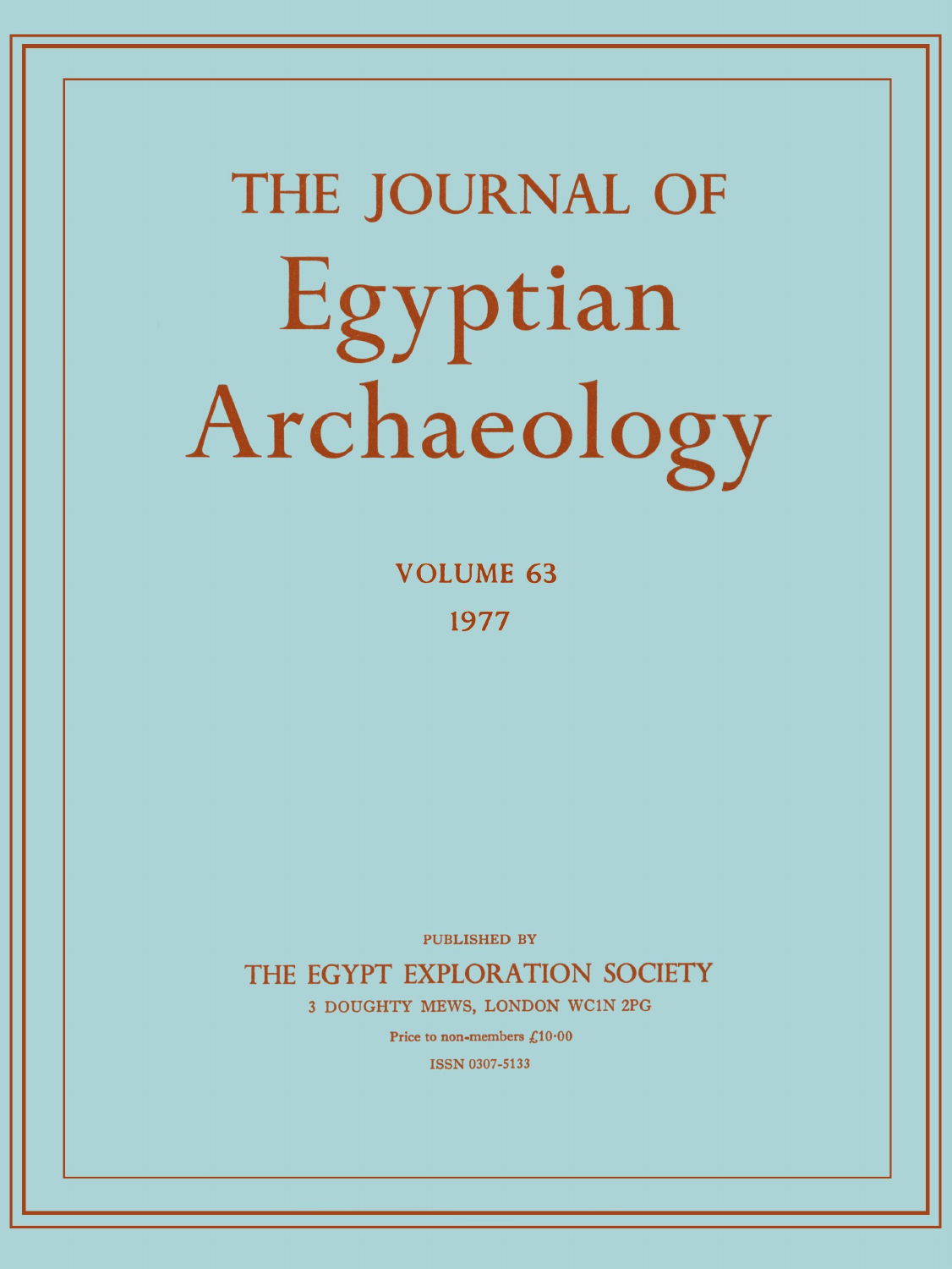# THE JOURNAL OF Egyptian Archaeology

VOLUME 63

1977

PUBLISHED BY

THE EGYPT EXPLORATION SOCIETY

3 DOUGHTY MEWS, LONDON WC1N 2PG

Price to non-members £10·00

ISSN 0307-5133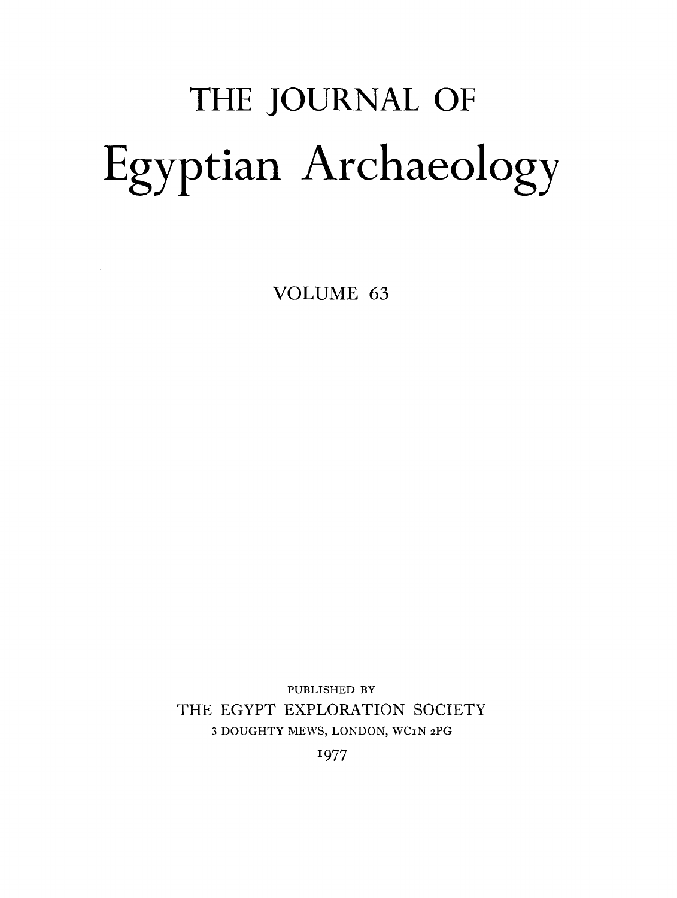# THE JOURNAL OF

# Egyptian Archaeology

VOLUME 63

PUBLISHED BY

THE EGYPT EXPLORATION SOCIETY

3 DOUGHTY MEWS, LONDON, WC1N 2PG

1977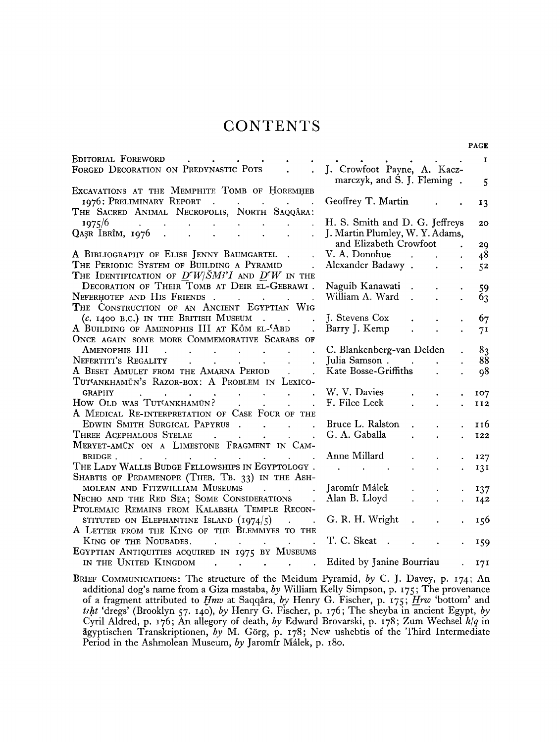# CONTENTS

| | | PAGE |
|---|---|---|
| EDITORIAL FOREWORD | | 1 |
| FORGED DECORATION ON PREDYNASTIC POTS | J. Crowfoot Payne, A. Kaczmarczyk, and S. J. Fleming | 5 |
| EXCAVATIONS AT THE MEMPHITE TOMB OF ḤOREMḤEB 1976: PRELIMINARY REPORT | Geoffrey T. Martin | 13 |
| THE SACRED ANIMAL NECROPOLIS, NORTH SAQQÂRA: 1975/6 | H. S. Smith and D. G. Jeffreys | 20 |
| QAṢR IBRÎM, 1976 | J. Martin Plumley, W. Y. Adams, and Elizabeth Crowfoot | 29 |
| A BIBLIOGRAPHY OF ELISE JENNY BAUMGARTEL | V. A. Donohue | 48 |
| THE PERIODIC SYSTEM OF BUILDING A PYRAMID | Alexander Badawy | 52 |
| THE IDENTIFICATION OF *Ḏ*ʿ*W*/*ŠM*ꜣ*'I* AND *Ḏ*ʿ*W* IN THE DECORATION OF THEIR TOMB AT DEIR EL-GEBRAWI | Naguib Kanawati | 59 |
| NEFERḤOTEP AND HIS FRIENDS | William A. Ward | 63 |
| THE CONSTRUCTION OF AN ANCIENT EGYPTIAN WIG (*c.* 1400 B.C.) IN THE BRITISH MUSEUM | J. Stevens Cox | 67 |
| A BUILDING OF AMENOPHIS III AT KÔM EL-ʿABD | Barry J. Kemp | 71 |
| ONCE AGAIN SOME MORE COMMEMORATIVE SCARABS OF AMENOPHIS III | C. Blankenberg-van Delden | 83 |
| NEFERTITI'S REGALITY | Julia Samson | 88 |
| A BESET AMULET FROM THE AMARNA PERIOD | Kate Bosse-Griffiths | 98 |
| TUTʿANKHAMŪN'S RAZOR-BOX: A PROBLEM IN LEXICOGRAPHY | W. V. Davies | 107 |
| HOW OLD WAS TUTʿANKHAMŪN? | F. Filce Leek | 112 |
| A MEDICAL RE-INTERPRETATION OF CASE FOUR OF THE EDWIN SMITH SURGICAL PAPYRUS | Bruce L. Ralston | 116 |
| THREE ACEPHALOUS STELAE | G. A. Gaballa | 122 |
| MERYET-AMŪN ON A LIMESTONE FRAGMENT IN CAMBRIDGE | Anne Millard | 127 |
| THE LADY WALLIS BUDGE FELLOWSHIPS IN EGYPTOLOGY | | 131 |
| SHABTIS OF PEDAMENOPE (THEB. TB. 33) IN THE ASHMOLEAN AND FITZWILLIAM MUSEUMS | Jaromír Málek | 137 |
| NECHO AND THE RED SEA; SOME CONSIDERATIONS | Alan B. Lloyd | 142 |
| PTOLEMAIC REMAINS FROM KALABSHA TEMPLE RECONSTITUTED ON ELEPHANTINE ISLAND (1974/5) | G. R. H. Wright | 156 |
| A LETTER FROM THE KING OF THE BLEMMYES TO THE KING OF THE NOUBADES | T. C. Skeat | 159 |
| EGYPTIAN ANTIQUITIES ACQUIRED IN 1975 BY MUSEUMS IN THE UNITED KINGDOM | Edited by Janine Bourriau | 171 |

BRIEF COMMUNICATIONS: The structure of the Meidum Pyramid, *by* C. J. Davey, p. 174; An additional dog's name from a Giza mastaba, *by* William Kelly Simpson, p. 175; The provenance of a fragment attributed to *Ḫnw* at Saqqâra, *by* Henry G. Fischer, p. 175; *Ḫrw* 'bottom' and *tꜣḥt* 'dregs' (Brooklyn 57. 140), *by* Henry G. Fischer, p. 176; The sheyba in ancient Egypt, *by* Cyril Aldred, p. 176; An allegory of death, *by* Edward Brovarski, p. 178; Zum Wechsel *k*/*q* in ägyptischen Transkriptionen, *by* M. Görg, p. 178; New ushebtis of the Third Intermediate Period in the Ashmolean Museum, *by* Jaromír Málek, p. 180.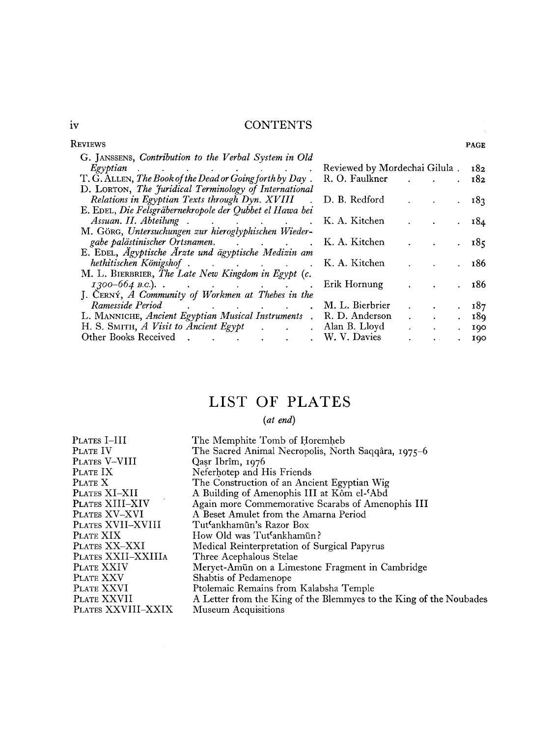## CONTENTS

| REVIEWS | | PAGE |
|---|---|---|
| G. JANSSENS, *Contribution to the Verbal System in Old Egyptian* | Reviewed by Mordechai Gilula | 182 |
| T. G. ALLEN, *The Book of the Dead or Going forth by Day* | R. O. Faulkner | 182 |
| D. LORTON, *The Juridical Terminology of International Relations in Egyptian Texts through Dyn. XVIII* | D. B. Redford | 183 |
| E. EDEL, *Die Felsgräbernekropole der Qubbet el Hawa bei Assuan. II. Abteilung* | K. A. Kitchen | 184 |
| M. GÖRG, *Untersuchungen zur hieroglyphischen Wiedergabe palästinischer Ortsnamen.* | K. A. Kitchen | 185 |
| E. EDEL, *Ägyptische Ärzte und ägyptische Medizin am hethitischen Königshof* | K. A. Kitchen | 186 |
| M. L. BIERBRIER, *The Late New Kingdom in Egypt (c. 1300–664 B.C.).* | Erik Hornung | 186 |
| J. ČERNÝ, *A Community of Workmen at Thebes in the Ramesside Period* | M. L. Bierbrier | 187 |
| L. MANNICHE, *Ancient Egyptian Musical Instruments* | R. D. Anderson | 189 |
| H. S. SMITH, *A Visit to Ancient Egypt* | Alan B. Lloyd | 190 |
| Other Books Received | W. V. Davies | 190 |

# LIST OF PLATES

*(at end)*

| | |
|---|---|
| PLATES I–III | The Memphite Tomb of Ḥoremḥeb |
| PLATE IV | The Sacred Animal Necropolis, North Saqqâra, 1975–6 |
| PLATES V–VIII | Qaṣr Ibrîm, 1976 |
| PLATE IX | Neferḥotep and His Friends |
| PLATE X | The Construction of an Ancient Egyptian Wig |
| PLATES XI–XII | A Building of Amenophis III at Kôm el-ʿAbd |
| PLATES XIII–XIV | Again more Commemorative Scarabs of Amenophis III |
| PLATES XV–XVI | A Beset Amulet from the Amarna Period |
| PLATES XVII–XVIII | Tutʿankhamūn's Razor Box |
| PLATE XIX | How Old was Tutʿankhamūn? |
| PLATES XX–XXI | Medical Reinterpretation of Surgical Papyrus |
| PLATES XXII–XXIIIA | Three Acephalous Stelae |
| PLATE XXIV | Meryet-Amūn on a Limestone Fragment in Cambridge |
| PLATE XXV | Shabtis of Pedamenope |
| PLATE XXVI | Ptolemaic Remains from Kalabsha Temple |
| PLATE XXVII | A Letter from the King of the Blemmyes to the King of the Noubades |
| PLATES XXVIII–XXIX | Museum Acquisitions |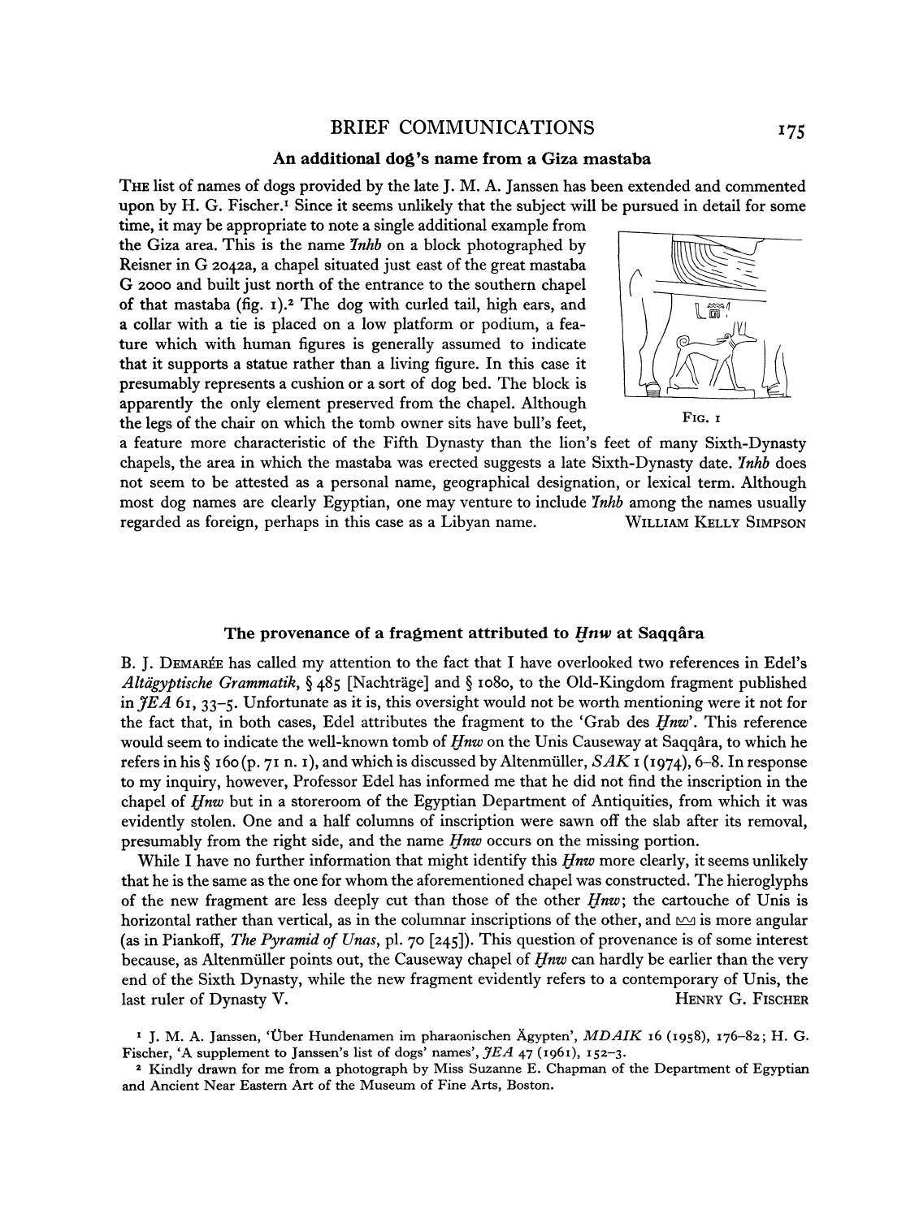## BRIEF COMMUNICATIONS

### An additional dog's name from a Giza mastaba

The list of names of dogs provided by the late J. M. A. Janssen has been extended and commented upon by H. G. Fischer.[1] Since it seems unlikely that the subject will be pursued in detail for some time, it may be appropriate to note a single additional example from the Giza area. This is the name *Ỉnhb* on a block photographed by Reisner in G 2042a, a chapel situated just east of the great mastaba G 2000 and built just north of the entrance to the southern chapel of that mastaba (fig. 1).[2] The dog with curled tail, high ears, and a collar with a tie is placed on a low platform or podium, a feature which with human figures is generally assumed to indicate that it supports a statue rather than a living figure. In this case it presumably represents a cushion or a sort of dog bed. The block is apparently the only element preserved from the chapel. Although the legs of the chair on which the tomb owner sits have bull's feet, a feature more characteristic of the Fifth Dynasty than the lion's feet of many Sixth-Dynasty chapels, the area in which the mastaba was erected suggests a late Sixth-Dynasty date. *Ỉnhb* does not seem to be attested as a personal name, geographical designation, or lexical term. Although most dog names are clearly Egyptian, one may venture to include *Ỉnhb* among the names usually regarded as foreign, perhaps in this case as a Libyan name.

Fig. 1

William Kelly Simpson

### The provenance of a fragment attributed to *Ḫnw* at Saqqâra

B. J. Demarée has called my attention to the fact that I have overlooked two references in Edel's *Altägyptische Grammatik*, § 485 [Nachträge] and § 1080, to the Old-Kingdom fragment published in *JEA* 61, 33–5. Unfortunate as it is, this oversight would not be worth mentioning were it not for the fact that, in both cases, Edel attributes the fragment to the 'Grab des *Ḫnw*'. This reference would seem to indicate the well-known tomb of *Ḫnw* on the Unis Causeway at Saqqâra, to which he refers in his § 160 (p. 71 n. 1), and which is discussed by Altenmüller, *SAK* 1 (1974), 6–8. In response to my inquiry, however, Professor Edel has informed me that he did not find the inscription in the chapel of *Ḫnw* but in a storeroom of the Egyptian Department of Antiquities, from which it was evidently stolen. One and a half columns of inscription were sawn off the slab after its removal, presumably from the right side, and the name *Ḫnw* occurs on the missing portion.

While I have no further information that might identify this *Ḫnw* more clearly, it seems unlikely that he is the same as the one for whom the aforementioned chapel was constructed. The hieroglyphs of the new fragment are less deeply cut than those of the other *Ḫnw*; the cartouche of Unis is horizontal rather than vertical, as in the columnar inscriptions of the other, and ⌴ is more angular (as in Piankoff, *The Pyramid of Unas*, pl. 70 [245]). This question of provenance is of some interest because, as Altenmüller points out, the Causeway chapel of *Ḫnw* can hardly be earlier than the very end of the Sixth Dynasty, while the new fragment evidently refers to a contemporary of Unis, the last ruler of Dynasty V.

Henry G. Fischer

[1] J. M. A. Janssen, 'Über Hundenamen im pharaonischen Ägypten', *MDAIK* 16 (1958), 176–82; H. G. Fischer, 'A supplement to Janssen's list of dogs' names', *JEA* 47 (1961), 152–3.

[2] Kindly drawn for me from a photograph by Miss Suzanne E. Chapman of the Department of Egyptian and Ancient Near Eastern Art of the Museum of Fine Arts, Boston.